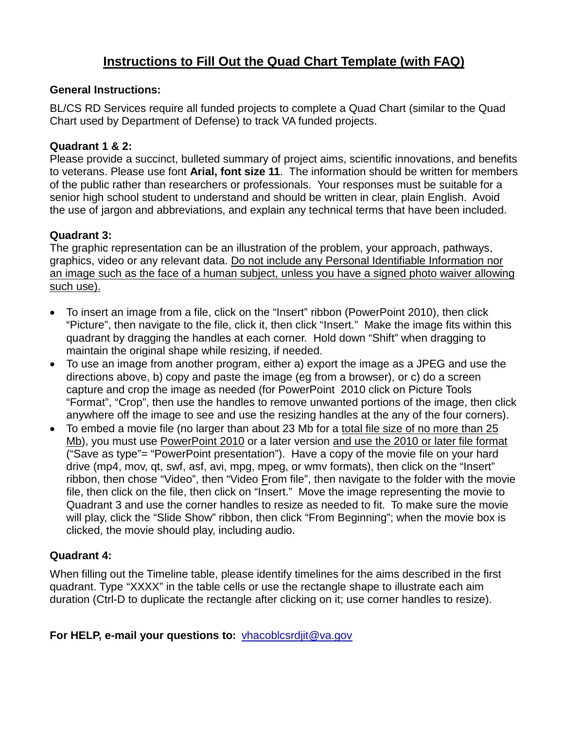# Instructions to Fill Out the Quad Chart Template (with FAQ)

**General Instructions:**

BL/CS RD Services require all funded projects to complete a Quad Chart (similar to the Quad Chart used by Department of Defense) to track VA funded projects.

**Quadrant 1 & 2:**
Please provide a succinct, bulleted summary of project aims, scientific innovations, and benefits to veterans. Please use font **Arial, font size 11**. The information should be written for members of the public rather than researchers or professionals. Your responses must be suitable for a senior high school student to understand and should be written in clear, plain English. Avoid the use of jargon and abbreviations, and explain any technical terms that have been included.

**Quadrant 3:**
The graphic representation can be an illustration of the problem, your approach, pathways, graphics, video or any relevant data. Do not include any Personal Identifiable Information nor an image such as the face of a human subject, unless you have a signed photo waiver allowing such use).

- To insert an image from a file, click on the "Insert" ribbon (PowerPoint 2010), then click "Picture", then navigate to the file, click it, then click "Insert." Make the image fits within this quadrant by dragging the handles at each corner. Hold down "Shift" when dragging to maintain the original shape while resizing, if needed.
- To use an image from another program, either a) export the image as a JPEG and use the directions above, b) copy and paste the image (eg from a browser), or c) do a screen capture and crop the image as needed (for PowerPoint 2010 click on Picture Tools "Format", "Crop", then use the handles to remove unwanted portions of the image, then click anywhere off the image to see and use the resizing handles at the any of the four corners).
- To embed a movie file (no larger than about 23 Mb for a total file size of no more than 25 Mb), you must use PowerPoint 2010 or a later version and use the 2010 or later file format ("Save as type"= "PowerPoint presentation"). Have a copy of the movie file on your hard drive (mp4, mov, qt, swf, asf, avi, mpg, mpeg, or wmv formats), then click on the "Insert" ribbon, then chose "Video", then "Video From file", then navigate to the folder with the movie file, then click on the file, then click on "Insert." Move the image representing the movie to Quadrant 3 and use the corner handles to resize as needed to fit. To make sure the movie will play, click the "Slide Show" ribbon, then click "From Beginning"; when the movie box is clicked, the movie should play, including audio.

**Quadrant 4:**

When filling out the Timeline table, please identify timelines for the aims described in the first quadrant. Type "XXXX" in the table cells or use the rectangle shape to illustrate each aim duration (Ctrl-D to duplicate the rectangle after clicking on it; use corner handles to resize).

**For HELP, e-mail your questions to:** vhacoblcsrdjit@va.gov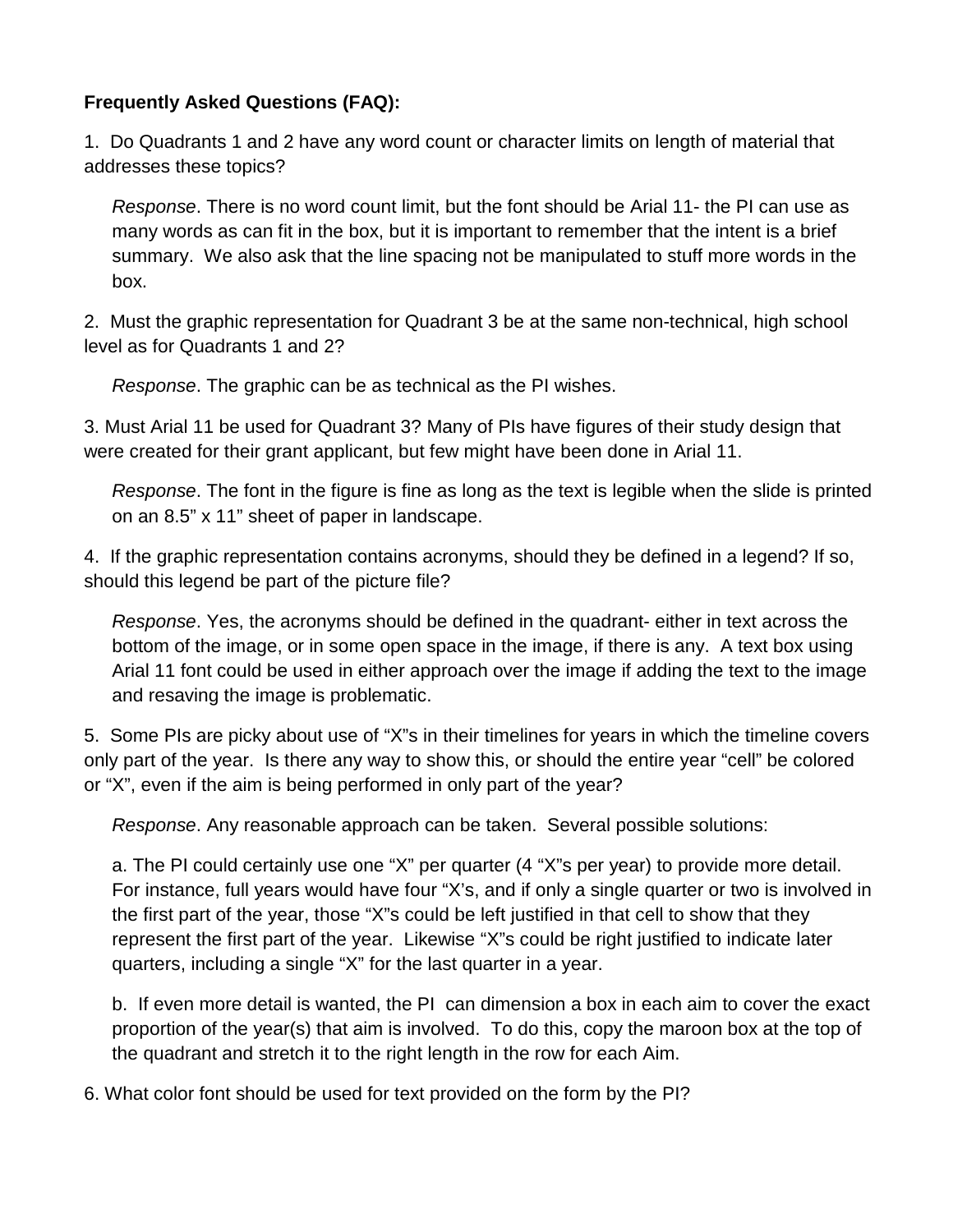**Frequently Asked Questions (FAQ):**

1. Do Quadrants 1 and 2 have any word count or character limits on length of material that addresses these topics?

   *Response*. There is no word count limit, but the font should be Arial 11- the PI can use as many words as can fit in the box, but it is important to remember that the intent is a brief summary. We also ask that the line spacing not be manipulated to stuff more words in the box.

2. Must the graphic representation for Quadrant 3 be at the same non-technical, high school level as for Quadrants 1 and 2?

   *Response*. The graphic can be as technical as the PI wishes.

3. Must Arial 11 be used for Quadrant 3? Many of PIs have figures of their study design that were created for their grant applicant, but few might have been done in Arial 11.

   *Response*. The font in the figure is fine as long as the text is legible when the slide is printed on an 8.5" x 11" sheet of paper in landscape.

4. If the graphic representation contains acronyms, should they be defined in a legend? If so, should this legend be part of the picture file?

   *Response*. Yes, the acronyms should be defined in the quadrant- either in text across the bottom of the image, or in some open space in the image, if there is any. A text box using Arial 11 font could be used in either approach over the image if adding the text to the image and resaving the image is problematic.

5. Some PIs are picky about use of "X"s in their timelines for years in which the timeline covers only part of the year. Is there any way to show this, or should the entire year "cell" be colored or "X", even if the aim is being performed in only part of the year?

   *Response*. Any reasonable approach can be taken. Several possible solutions:

   a. The PI could certainly use one "X" per quarter (4 "X"s per year) to provide more detail. For instance, full years would have four "X's, and if only a single quarter or two is involved in the first part of the year, those "X"s could be left justified in that cell to show that they represent the first part of the year. Likewise "X"s could be right justified to indicate later quarters, including a single "X" for the last quarter in a year.

   b. If even more detail is wanted, the PI can dimension a box in each aim to cover the exact proportion of the year(s) that aim is involved. To do this, copy the maroon box at the top of the quadrant and stretch it to the right length in the row for each Aim.

6. What color font should be used for text provided on the form by the PI?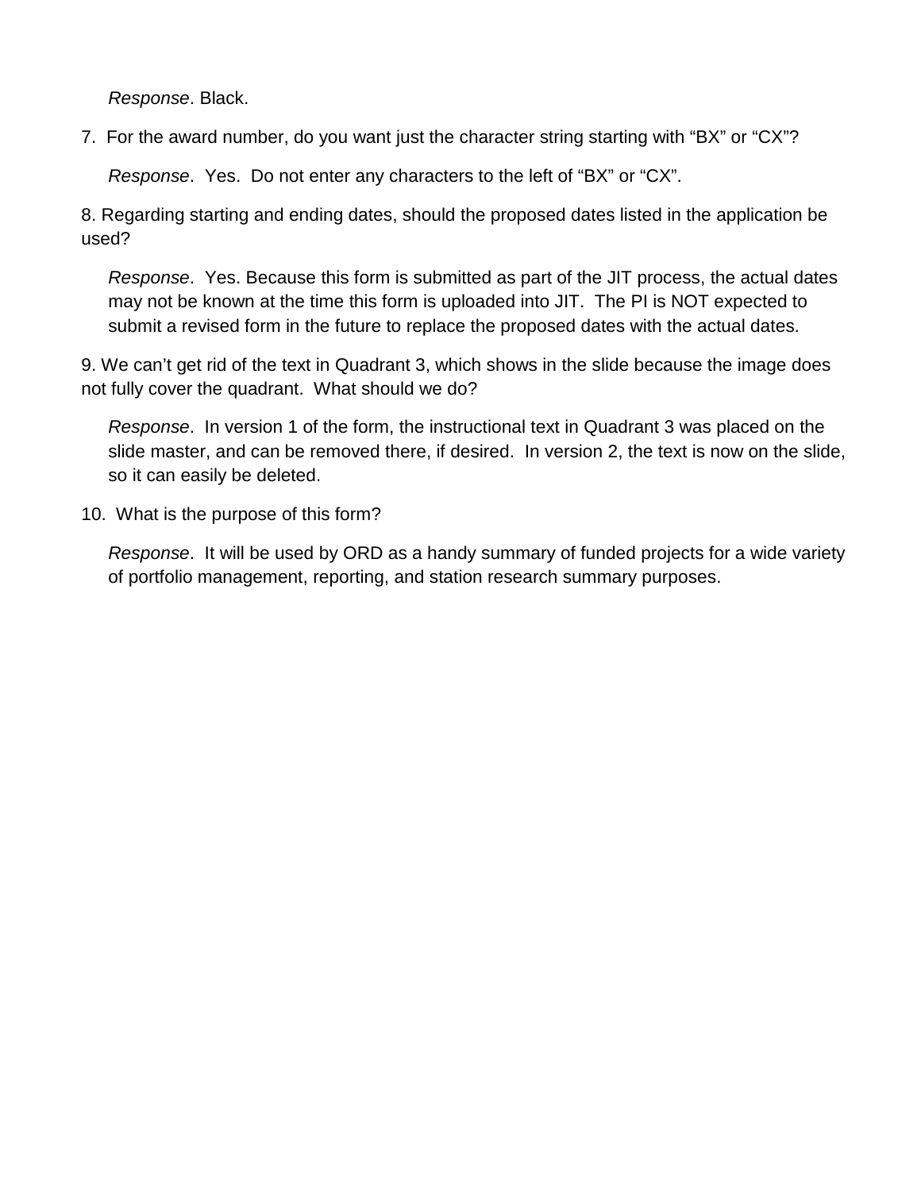*Response*. Black.

7. For the award number, do you want just the character string starting with “BX” or “CX”?

*Response*. Yes. Do not enter any characters to the left of “BX” or “CX”.

8. Regarding starting and ending dates, should the proposed dates listed in the application be used?

*Response*. Yes. Because this form is submitted as part of the JIT process, the actual dates may not be known at the time this form is uploaded into JIT. The PI is NOT expected to submit a revised form in the future to replace the proposed dates with the actual dates.

9. We can’t get rid of the text in Quadrant 3, which shows in the slide because the image does not fully cover the quadrant. What should we do?

*Response*. In version 1 of the form, the instructional text in Quadrant 3 was placed on the slide master, and can be removed there, if desired. In version 2, the text is now on the slide, so it can easily be deleted.

10. What is the purpose of this form?

*Response*. It will be used by ORD as a handy summary of funded projects for a wide variety of portfolio management, reporting, and station research summary purposes.